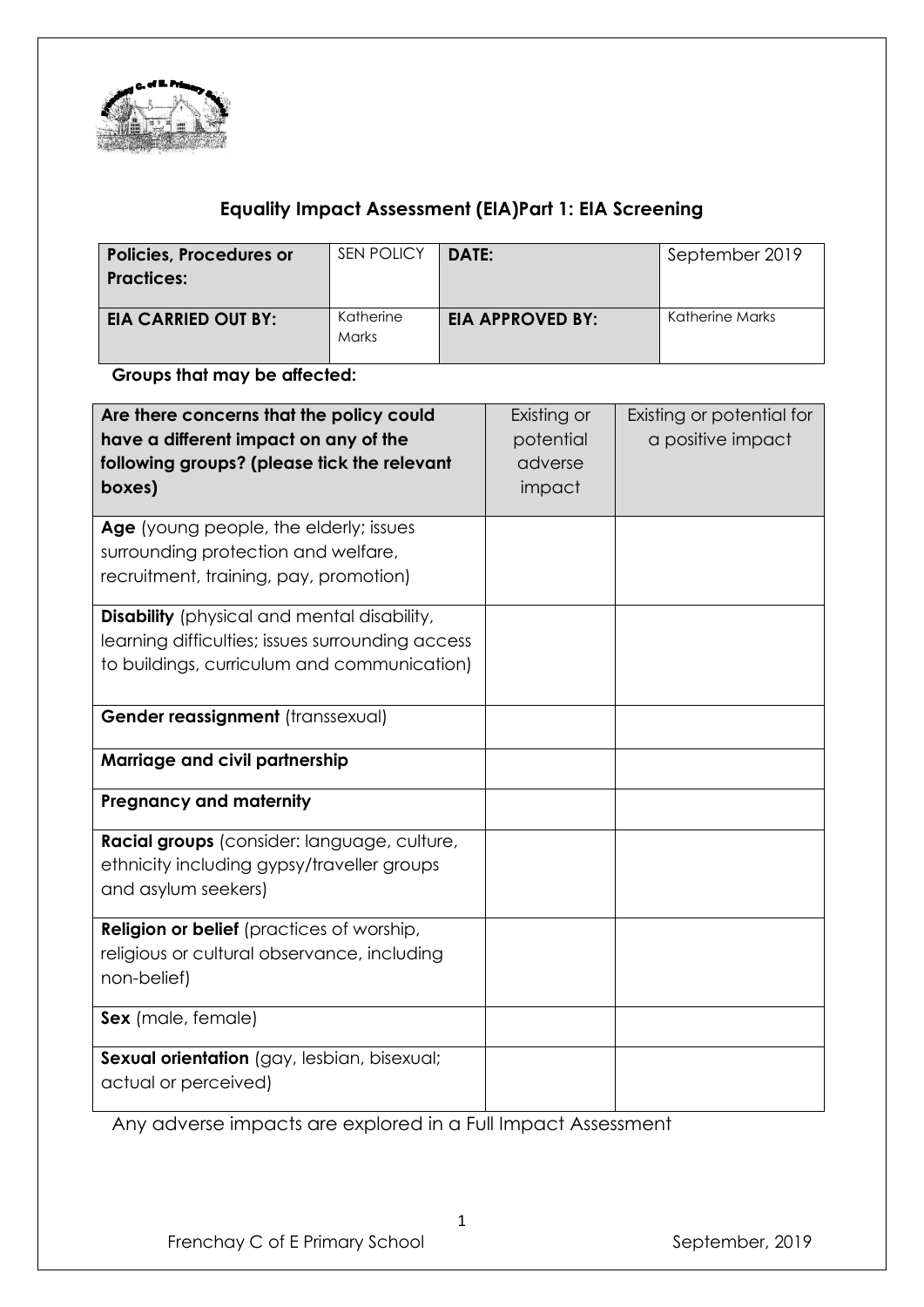## Equality Impact Assessment (EIA)Part 1: EIA Screening

| **Policies, Procedures or Practices:** | SEN POLICY | **DATE:** | September 2019 |
|---|---|---|---|
| **EIA CARRIED OUT BY:** | Katherine Marks | **EIA APPROVED BY:** | Katherine Marks |

**Groups that may be affected:**

| **Are there concerns that the policy could have a different impact on any of the following groups? (please tick the relevant boxes)** | Existing or potential adverse impact | Existing or potential for a positive impact |
|---|---|---|
| **Age** (young people, the elderly; issues surrounding protection and welfare, recruitment, training, pay, promotion) | | |
| **Disability** (physical and mental disability, learning difficulties; issues surrounding access to buildings, curriculum and communication) | | |
| **Gender reassignment** (transsexual) | | |
| **Marriage and civil partnership** | | |
| **Pregnancy and maternity** | | |
| **Racial groups** (consider: language, culture, ethnicity including gypsy/traveller groups and asylum seekers) | | |
| **Religion or belief** (practices of worship, religious or cultural observance, including non-belief) | | |
| **Sex** (male, female) | | |
| **Sexual orientation** (gay, lesbian, bisexual; actual or perceived) | | |

Any adverse impacts are explored in a Full Impact Assessment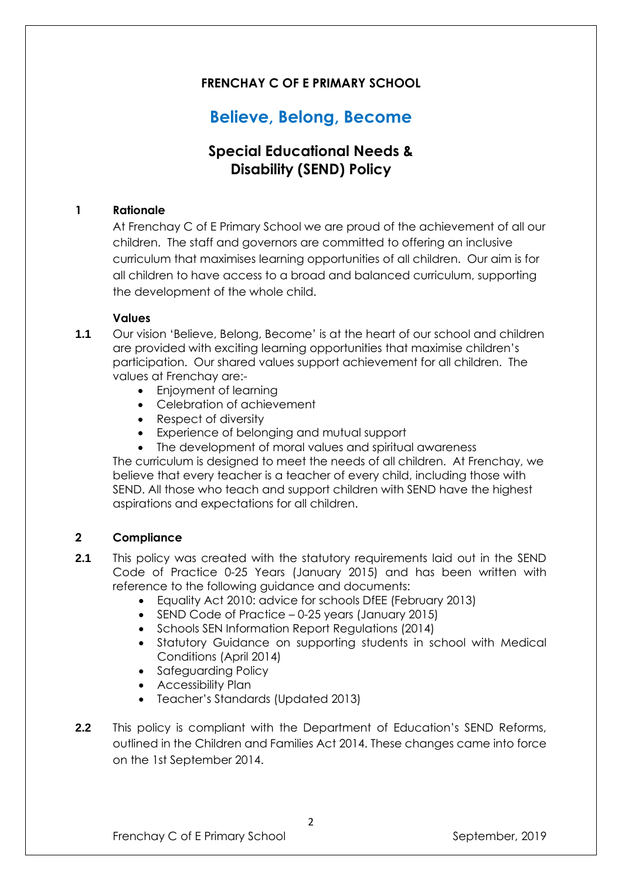**FRENCHAY C OF E PRIMARY SCHOOL**

# Believe, Belong, Become

## Special Educational Needs & Disability (SEND) Policy

### 1 Rationale

At Frenchay C of E Primary School we are proud of the achievement of all our children. The staff and governors are committed to offering an inclusive curriculum that maximises learning opportunities of all children. Our aim is for all children to have access to a broad and balanced curriculum, supporting the development of the whole child.

**Values**

**1.1** Our vision 'Believe, Belong, Become' is at the heart of our school and children are provided with exciting learning opportunities that maximise children's participation. Our shared values support achievement for all children. The values at Frenchay are:-

- Enjoyment of learning
- Celebration of achievement
- Respect of diversity
- Experience of belonging and mutual support
- The development of moral values and spiritual awareness

The curriculum is designed to meet the needs of all children. At Frenchay, we believe that every teacher is a teacher of every child, including those with SEND. All those who teach and support children with SEND have the highest aspirations and expectations for all children.

### 2 Compliance

**2.1** This policy was created with the statutory requirements laid out in the SEND Code of Practice 0-25 Years (January 2015) and has been written with reference to the following guidance and documents:

- Equality Act 2010: advice for schools DfEE (February 2013)
- SEND Code of Practice – 0-25 years (January 2015)
- Schools SEN Information Report Regulations (2014)
- Statutory Guidance on supporting students in school with Medical Conditions (April 2014)
- Safeguarding Policy
- Accessibility Plan
- Teacher's Standards (Updated 2013)

**2.2** This policy is compliant with the Department of Education's SEND Reforms, outlined in the Children and Families Act 2014. These changes came into force on the 1st September 2014.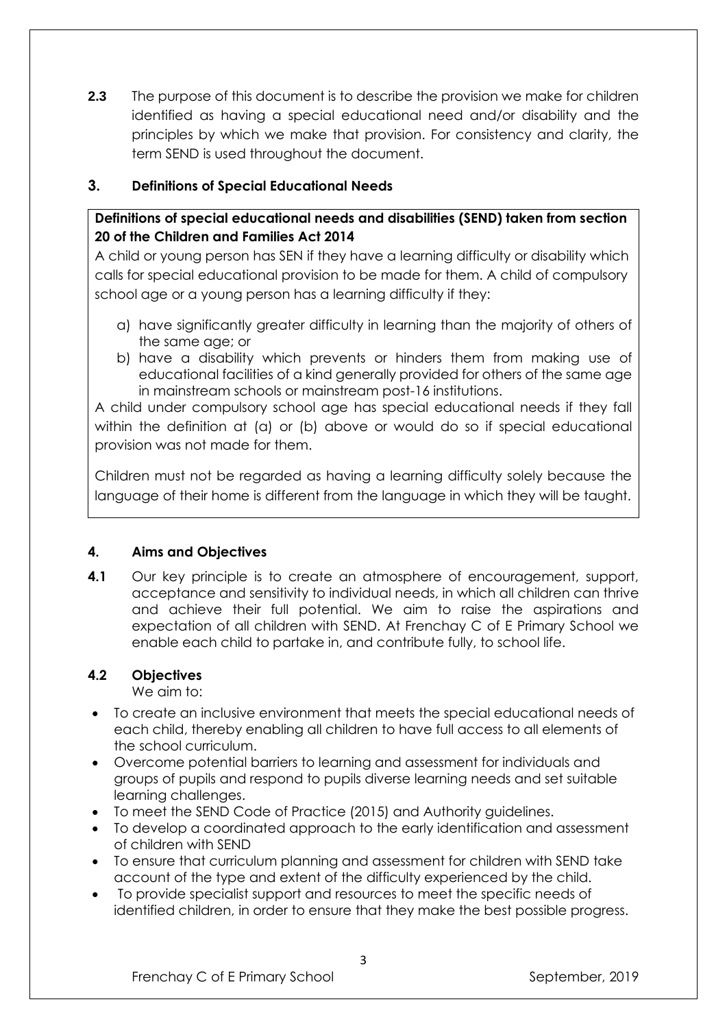**2.3** The purpose of this document is to describe the provision we make for children identified as having a special educational need and/or disability and the principles by which we make that provision. For consistency and clarity, the term SEND is used throughout the document.

## 3. Definitions of Special Educational Needs

**Definitions of special educational needs and disabilities (SEND) taken from section 20 of the Children and Families Act 2014**

A child or young person has SEN if they have a learning difficulty or disability which calls for special educational provision to be made for them. A child of compulsory school age or a young person has a learning difficulty if they:

a) have significantly greater difficulty in learning than the majority of others of the same age; or
b) have a disability which prevents or hinders them from making use of educational facilities of a kind generally provided for others of the same age in mainstream schools or mainstream post-16 institutions.

A child under compulsory school age has special educational needs if they fall within the definition at (a) or (b) above or would do so if special educational provision was not made for them.

Children must not be regarded as having a learning difficulty solely because the language of their home is different from the language in which they will be taught.

## 4. Aims and Objectives

**4.1** Our key principle is to create an atmosphere of encouragement, support, acceptance and sensitivity to individual needs, in which all children can thrive and achieve their full potential. We aim to raise the aspirations and expectation of all children with SEND. At Frenchay C of E Primary School we enable each child to partake in, and contribute fully, to school life.

**4.2 Objectives**

We aim to:

- To create an inclusive environment that meets the special educational needs of each child, thereby enabling all children to have full access to all elements of the school curriculum.
- Overcome potential barriers to learning and assessment for individuals and groups of pupils and respond to pupils diverse learning needs and set suitable learning challenges.
- To meet the SEND Code of Practice (2015) and Authority guidelines.
- To develop a coordinated approach to the early identification and assessment of children with SEND
- To ensure that curriculum planning and assessment for children with SEND take account of the type and extent of the difficulty experienced by the child.
- To provide specialist support and resources to meet the specific needs of identified children, in order to ensure that they make the best possible progress.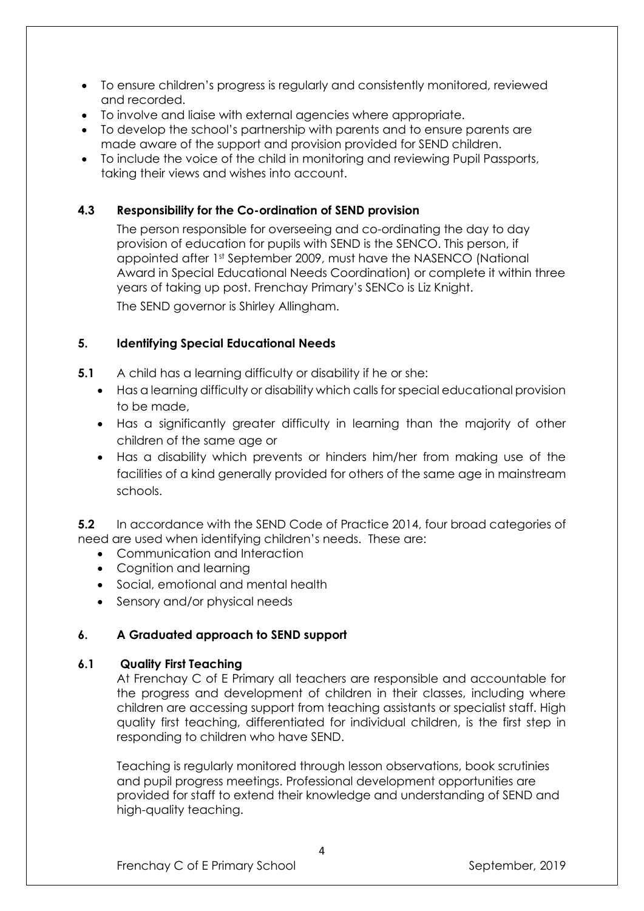- To ensure children's progress is regularly and consistently monitored, reviewed and recorded.
- To involve and liaise with external agencies where appropriate.
- To develop the school's partnership with parents and to ensure parents are made aware of the support and provision provided for SEND children.
- To include the voice of the child in monitoring and reviewing Pupil Passports, taking their views and wishes into account.

### 4.3 Responsibility for the Co-ordination of SEND provision

The person responsible for overseeing and co-ordinating the day to day provision of education for pupils with SEND is the SENCO. This person, if appointed after 1st September 2009, must have the NASENCO (National Award in Special Educational Needs Coordination) or complete it within three years of taking up post. Frenchay Primary's SENCo is Liz Knight.

The SEND governor is Shirley Allingham.

## 5. Identifying Special Educational Needs

**5.1** A child has a learning difficulty or disability if he or she:

- Has a learning difficulty or disability which calls for special educational provision to be made,
- Has a significantly greater difficulty in learning than the majority of other children of the same age or
- Has a disability which prevents or hinders him/her from making use of the facilities of a kind generally provided for others of the same age in mainstream schools.

**5.2** In accordance with the SEND Code of Practice 2014, four broad categories of need are used when identifying children's needs. These are:

- Communication and Interaction
- Cognition and learning
- Social, emotional and mental health
- Sensory and/or physical needs

## 6. A Graduated approach to SEND support

### 6.1 Quality First Teaching

At Frenchay C of E Primary all teachers are responsible and accountable for the progress and development of children in their classes, including where children are accessing support from teaching assistants or specialist staff. High quality first teaching, differentiated for individual children, is the first step in responding to children who have SEND.

Teaching is regularly monitored through lesson observations, book scrutinies and pupil progress meetings. Professional development opportunities are provided for staff to extend their knowledge and understanding of SEND and high-quality teaching.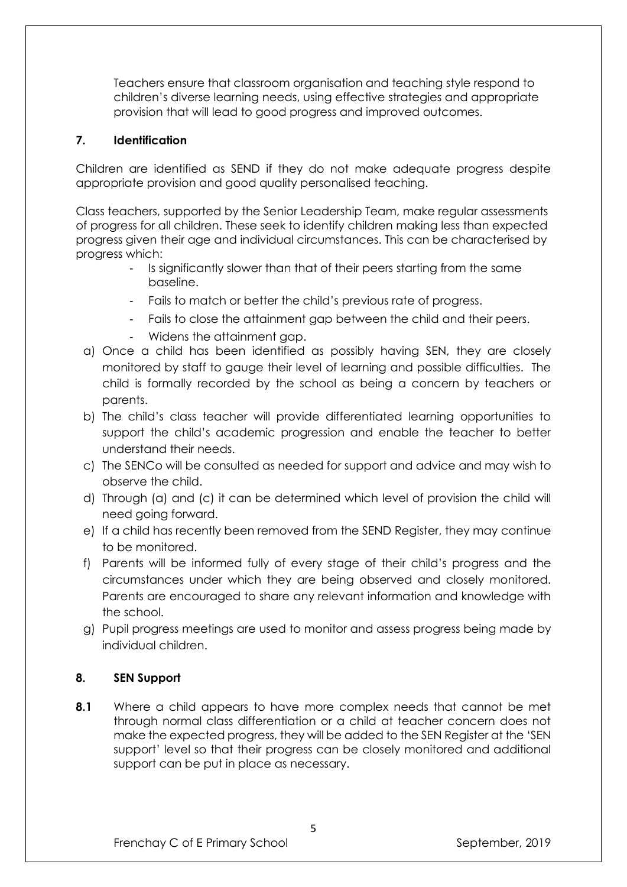Teachers ensure that classroom organisation and teaching style respond to children's diverse learning needs, using effective strategies and appropriate provision that will lead to good progress and improved outcomes.

## 7. Identification

Children are identified as SEND if they do not make adequate progress despite appropriate provision and good quality personalised teaching.

Class teachers, supported by the Senior Leadership Team, make regular assessments of progress for all children. These seek to identify children making less than expected progress given their age and individual circumstances. This can be characterised by progress which:

- Is significantly slower than that of their peers starting from the same baseline.
- Fails to match or better the child's previous rate of progress.
- Fails to close the attainment gap between the child and their peers.
- Widens the attainment gap.

a) Once a child has been identified as possibly having SEN, they are closely monitored by staff to gauge their level of learning and possible difficulties. The child is formally recorded by the school as being a concern by teachers or parents.

b) The child's class teacher will provide differentiated learning opportunities to support the child's academic progression and enable the teacher to better understand their needs.

c) The SENCo will be consulted as needed for support and advice and may wish to observe the child.

d) Through (a) and (c) it can be determined which level of provision the child will need going forward.

e) If a child has recently been removed from the SEND Register, they may continue to be monitored.

f) Parents will be informed fully of every stage of their child's progress and the circumstances under which they are being observed and closely monitored. Parents are encouraged to share any relevant information and knowledge with the school.

g) Pupil progress meetings are used to monitor and assess progress being made by individual children.

## 8. SEN Support

**8.1** Where a child appears to have more complex needs that cannot be met through normal class differentiation or a child at teacher concern does not make the expected progress, they will be added to the SEN Register at the 'SEN support' level so that their progress can be closely monitored and additional support can be put in place as necessary.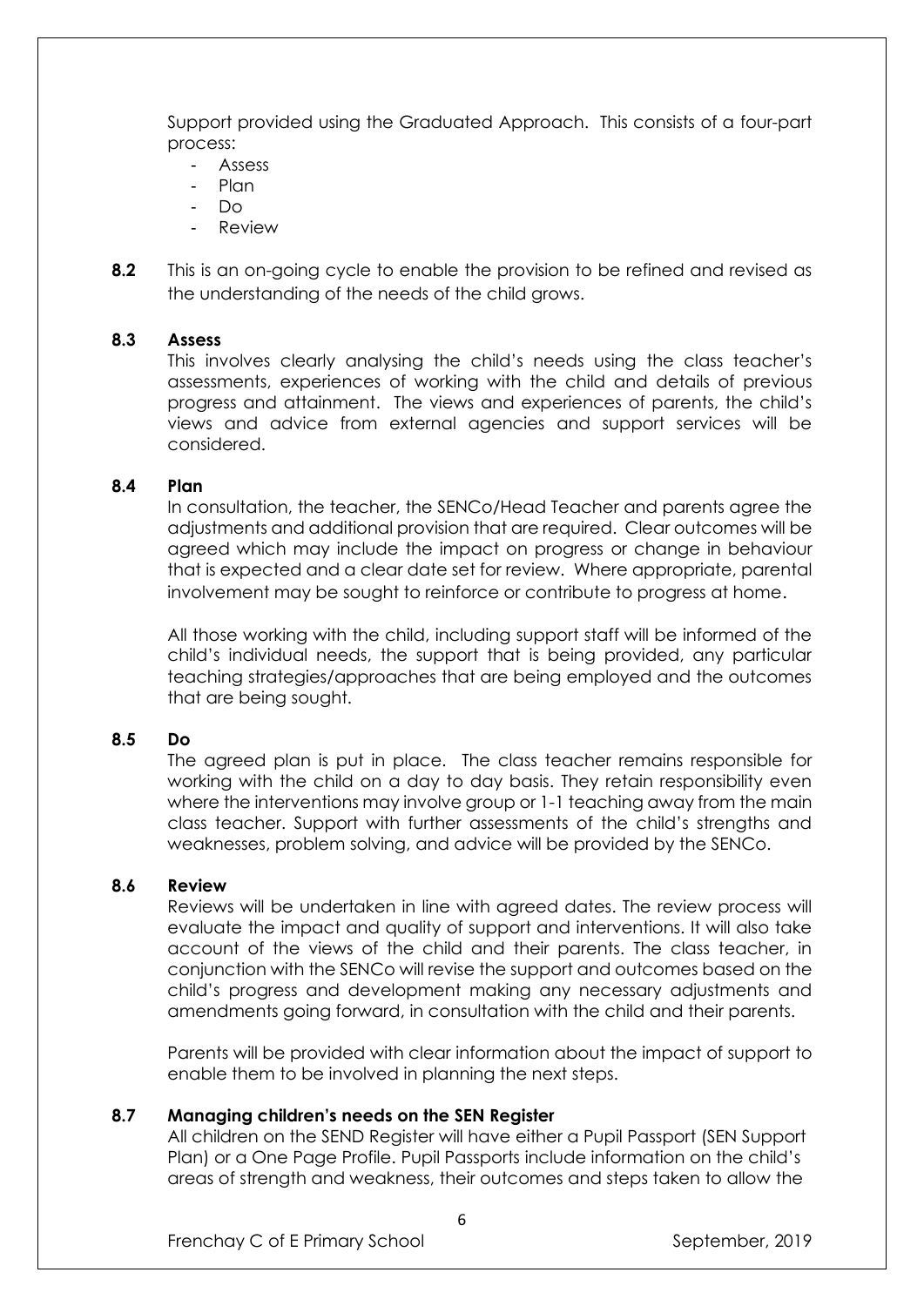Support provided using the Graduated Approach. This consists of a four-part process:

- Assess
- Plan
- Do
- Review

**8.2** This is an on-going cycle to enable the provision to be refined and revised as the understanding of the needs of the child grows.

**8.3 Assess**

This involves clearly analysing the child's needs using the class teacher's assessments, experiences of working with the child and details of previous progress and attainment. The views and experiences of parents, the child's views and advice from external agencies and support services will be considered.

**8.4 Plan**

In consultation, the teacher, the SENCo/Head Teacher and parents agree the adjustments and additional provision that are required. Clear outcomes will be agreed which may include the impact on progress or change in behaviour that is expected and a clear date set for review. Where appropriate, parental involvement may be sought to reinforce or contribute to progress at home.

All those working with the child, including support staff will be informed of the child's individual needs, the support that is being provided, any particular teaching strategies/approaches that are being employed and the outcomes that are being sought.

**8.5 Do**

The agreed plan is put in place. The class teacher remains responsible for working with the child on a day to day basis. They retain responsibility even where the interventions may involve group or 1-1 teaching away from the main class teacher. Support with further assessments of the child's strengths and weaknesses, problem solving, and advice will be provided by the SENCo.

**8.6 Review**

Reviews will be undertaken in line with agreed dates. The review process will evaluate the impact and quality of support and interventions. It will also take account of the views of the child and their parents. The class teacher, in conjunction with the SENCo will revise the support and outcomes based on the child's progress and development making any necessary adjustments and amendments going forward, in consultation with the child and their parents.

Parents will be provided with clear information about the impact of support to enable them to be involved in planning the next steps.

**8.7 Managing children's needs on the SEN Register**

All children on the SEND Register will have either a Pupil Passport (SEN Support Plan) or a One Page Profile. Pupil Passports include information on the child's areas of strength and weakness, their outcomes and steps taken to allow the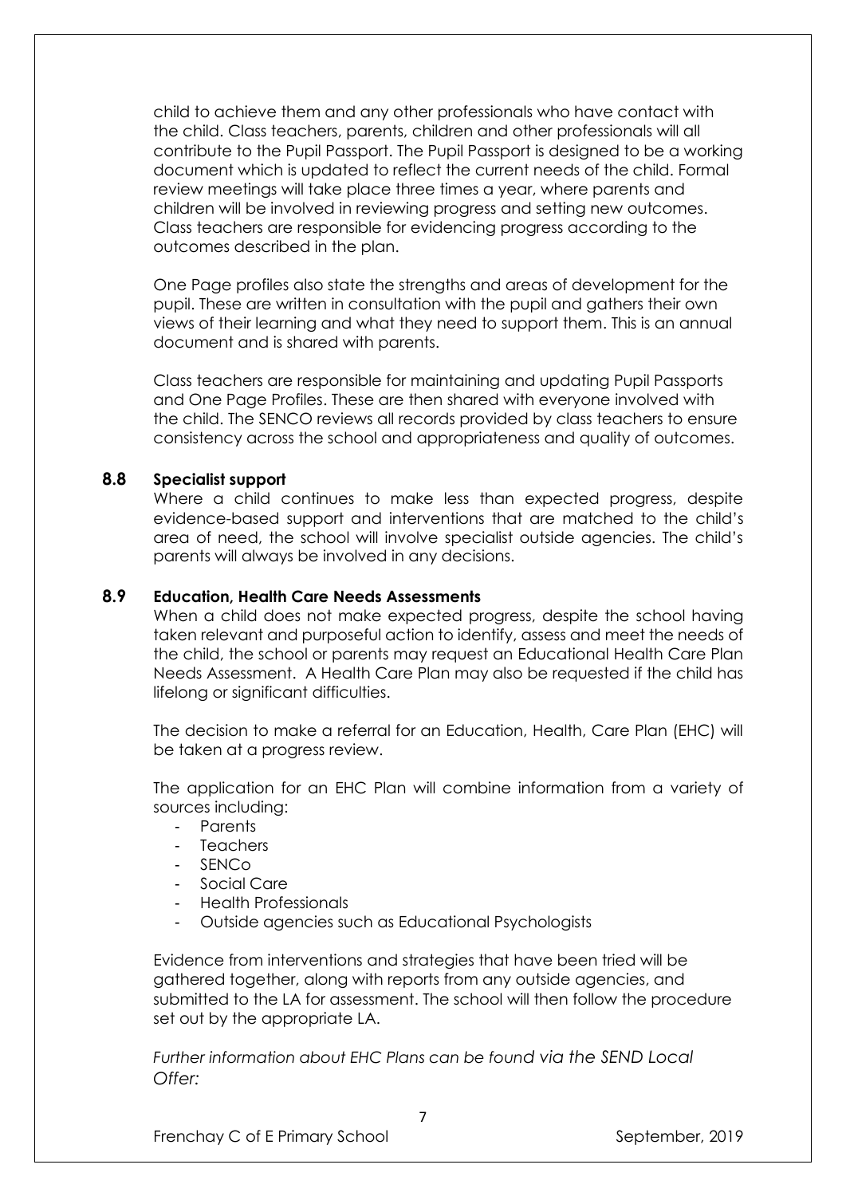child to achieve them and any other professionals who have contact with the child. Class teachers, parents, children and other professionals will all contribute to the Pupil Passport. The Pupil Passport is designed to be a working document which is updated to reflect the current needs of the child. Formal review meetings will take place three times a year, where parents and children will be involved in reviewing progress and setting new outcomes. Class teachers are responsible for evidencing progress according to the outcomes described in the plan.

One Page profiles also state the strengths and areas of development for the pupil. These are written in consultation with the pupil and gathers their own views of their learning and what they need to support them. This is an annual document and is shared with parents.

Class teachers are responsible for maintaining and updating Pupil Passports and One Page Profiles. These are then shared with everyone involved with the child. The SENCO reviews all records provided by class teachers to ensure consistency across the school and appropriateness and quality of outcomes.

### 8.8 Specialist support

Where a child continues to make less than expected progress, despite evidence-based support and interventions that are matched to the child's area of need, the school will involve specialist outside agencies. The child's parents will always be involved in any decisions.

### 8.9 Education, Health Care Needs Assessments

When a child does not make expected progress, despite the school having taken relevant and purposeful action to identify, assess and meet the needs of the child, the school or parents may request an Educational Health Care Plan Needs Assessment. A Health Care Plan may also be requested if the child has lifelong or significant difficulties.

The decision to make a referral for an Education, Health, Care Plan (EHC) will be taken at a progress review.

The application for an EHC Plan will combine information from a variety of sources including:

- Parents
- Teachers
- SENCo
- Social Care
- Health Professionals
- Outside agencies such as Educational Psychologists

Evidence from interventions and strategies that have been tried will be gathered together, along with reports from any outside agencies, and submitted to the LA for assessment. The school will then follow the procedure set out by the appropriate LA.

*Further information about EHC Plans can be found via the SEND Local Offer:*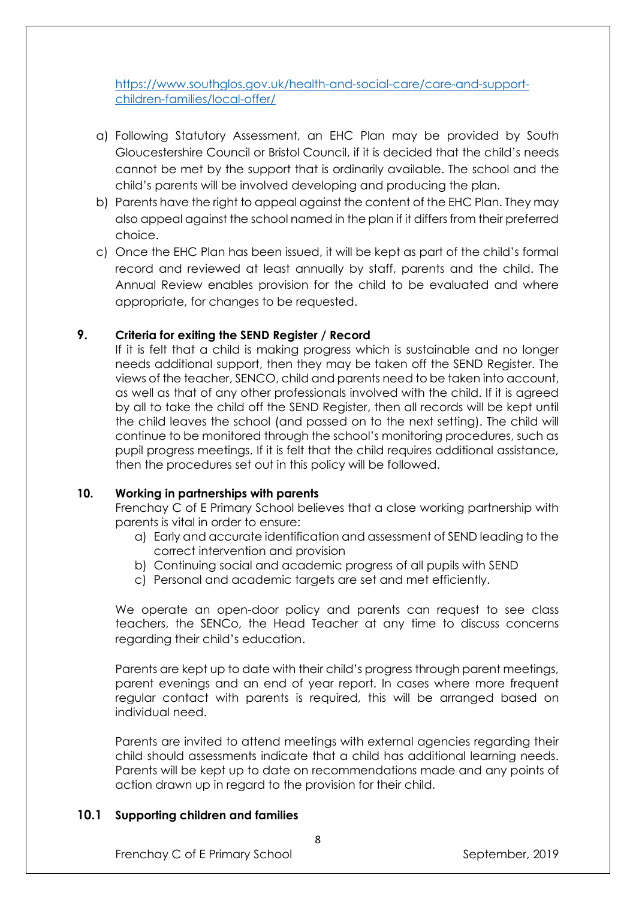[https://www.southglos.gov.uk/health-and-social-care/care-and-support-children-families/local-offer/](https://www.southglos.gov.uk/health-and-social-care/care-and-support-children-families/local-offer/)

a) Following Statutory Assessment, an EHC Plan may be provided by South Gloucestershire Council or Bristol Council, if it is decided that the child's needs cannot be met by the support that is ordinarily available. The school and the child's parents will be involved developing and producing the plan.

b) Parents have the right to appeal against the content of the EHC Plan. They may also appeal against the school named in the plan if it differs from their preferred choice.

c) Once the EHC Plan has been issued, it will be kept as part of the child's formal record and reviewed at least annually by staff, parents and the child. The Annual Review enables provision for the child to be evaluated and where appropriate, for changes to be requested.

## 9. Criteria for exiting the SEND Register / Record

If it is felt that a child is making progress which is sustainable and no longer needs additional support, then they may be taken off the SEND Register. The views of the teacher, SENCO, child and parents need to be taken into account, as well as that of any other professionals involved with the child. If it is agreed by all to take the child off the SEND Register, then all records will be kept until the child leaves the school (and passed on to the next setting). The child will continue to be monitored through the school's monitoring procedures, such as pupil progress meetings. If it is felt that the child requires additional assistance, then the procedures set out in this policy will be followed.

## 10. Working in partnerships with parents

Frenchay C of E Primary School believes that a close working partnership with parents is vital in order to ensure:

a) Early and accurate identification and assessment of SEND leading to the correct intervention and provision
b) Continuing social and academic progress of all pupils with SEND
c) Personal and academic targets are set and met efficiently.

We operate an open-door policy and parents can request to see class teachers, the SENCo, the Head Teacher at any time to discuss concerns regarding their child's education.

Parents are kept up to date with their child's progress through parent meetings, parent evenings and an end of year report. In cases where more frequent regular contact with parents is required, this will be arranged based on individual need.

Parents are invited to attend meetings with external agencies regarding their child should assessments indicate that a child has additional learning needs. Parents will be kept up to date on recommendations made and any points of action drawn up in regard to the provision for their child.

### 10.1 Supporting children and families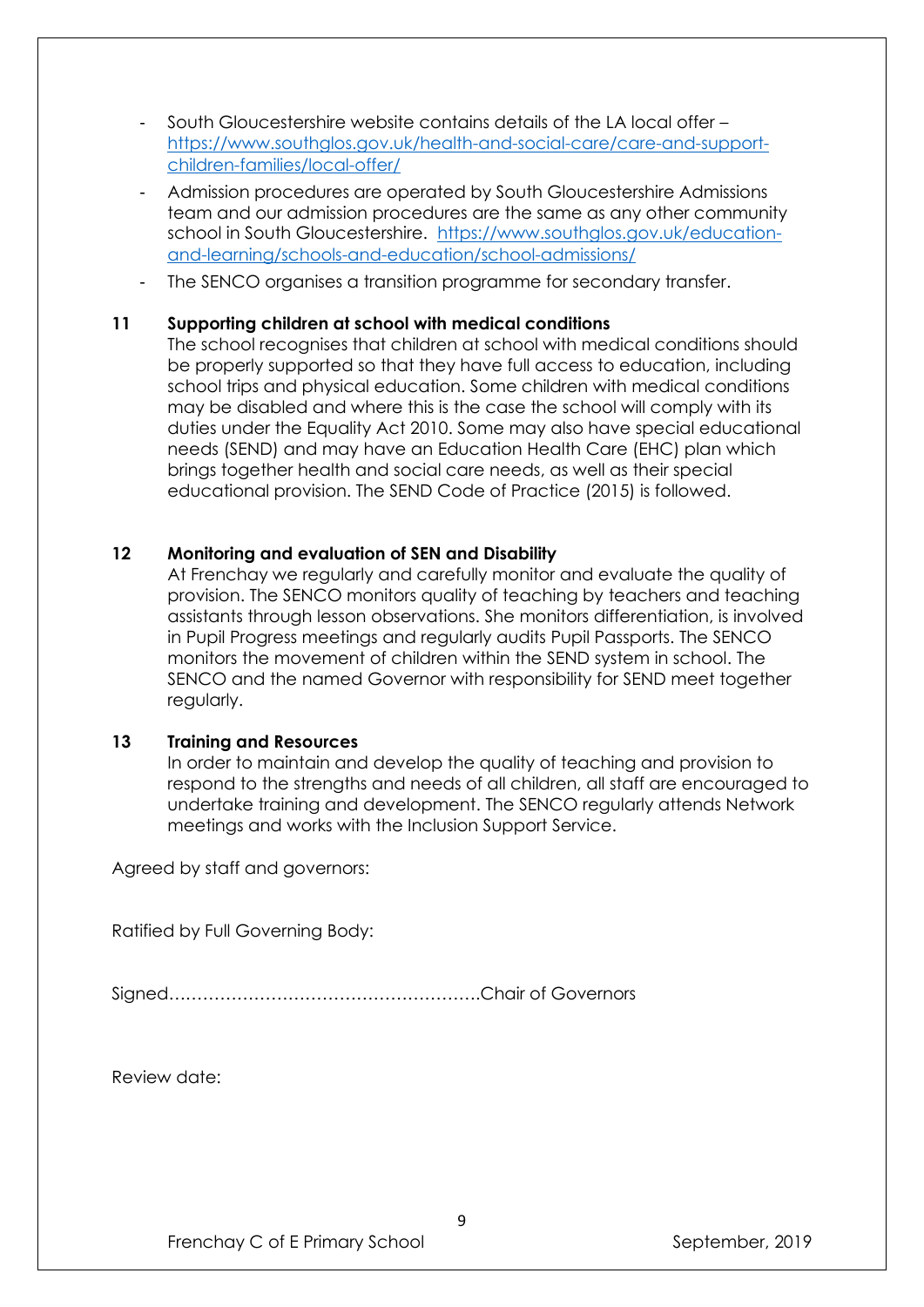- South Gloucestershire website contains details of the LA local offer – https://www.southglos.gov.uk/health-and-social-care/care-and-support-children-families/local-offer/
- Admission procedures are operated by South Gloucestershire Admissions team and our admission procedures are the same as any other community school in South Gloucestershire. https://www.southglos.gov.uk/education-and-learning/schools-and-education/school-admissions/
- The SENCO organises a transition programme for secondary transfer.

**11 Supporting children at school with medical conditions**

The school recognises that children at school with medical conditions should be properly supported so that they have full access to education, including school trips and physical education. Some children with medical conditions may be disabled and where this is the case the school will comply with its duties under the Equality Act 2010. Some may also have special educational needs (SEND) and may have an Education Health Care (EHC) plan which brings together health and social care needs, as well as their special educational provision. The SEND Code of Practice (2015) is followed.

**12 Monitoring and evaluation of SEN and Disability**

At Frenchay we regularly and carefully monitor and evaluate the quality of provision. The SENCO monitors quality of teaching by teachers and teaching assistants through lesson observations. She monitors differentiation, is involved in Pupil Progress meetings and regularly audits Pupil Passports. The SENCO monitors the movement of children within the SEND system in school. The SENCO and the named Governor with responsibility for SEND meet together regularly.

**13 Training and Resources**

In order to maintain and develop the quality of teaching and provision to respond to the strengths and needs of all children, all staff are encouraged to undertake training and development. The SENCO regularly attends Network meetings and works with the Inclusion Support Service.

Agreed by staff and governors:

Ratified by Full Governing Body:

Signed……………………………………………….Chair of Governors

Review date: